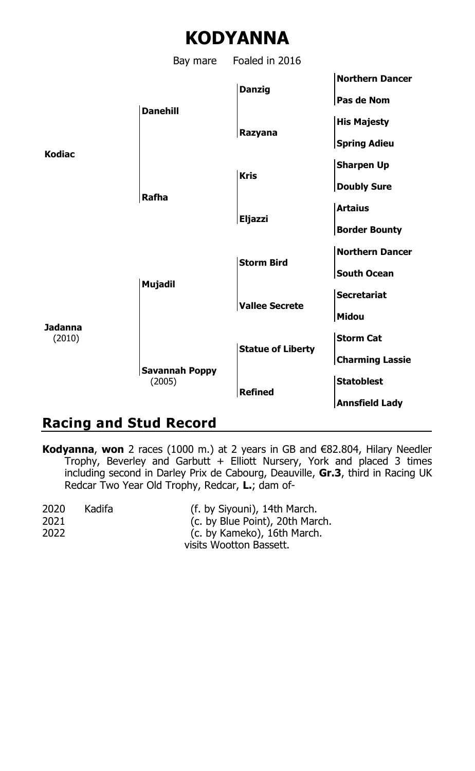# KODYANNA

Bay mare Foaled in 2016

| | | | |
|---|---|---|---|
| **Kodiac** | **Danehill** | **Danzig** | **Northern Dancer** |
| | | | **Pas de Nom** |
| | | **Razyana** | **His Majesty** |
| | | | **Spring Adieu** |
| | **Rafha** | **Kris** | **Sharpen Up** |
| | | | **Doubly Sure** |
| | | **Eljazzi** | **Artaius** |
| | | | **Border Bounty** |
| **Jadanna** (2010) | **Mujadil** | **Storm Bird** | **Northern Dancer** |
| | | | **South Ocean** |
| | | **Vallee Secrete** | **Secretariat** |
| | | | **Midou** |
| | **Savannah Poppy** (2005) | **Statue of Liberty** | **Storm Cat** |
| | | | **Charming Lassie** |
| | | **Refined** | **Statoblest** |
| | | | **Annsfield Lady** |

## Racing and Stud Record

**Kodyanna**, **won** 2 races (1000 m.) at 2 years in GB and €82.804, Hilary Needler Trophy, Beverley and Garbutt + Elliott Nursery, York and placed 3 times including second in Darley Prix de Cabourg, Deauville, **Gr.3**, third in Racing UK Redcar Two Year Old Trophy, Redcar, **L.**; dam of-

| | | |
|---|---|---|
| 2020 | Kadifa | (f. by Siyouni), 14th March. |
| 2021 | | (c. by Blue Point), 20th March. |
| 2022 | | (c. by Kameko), 16th March. |
| | | visits Wootton Bassett. |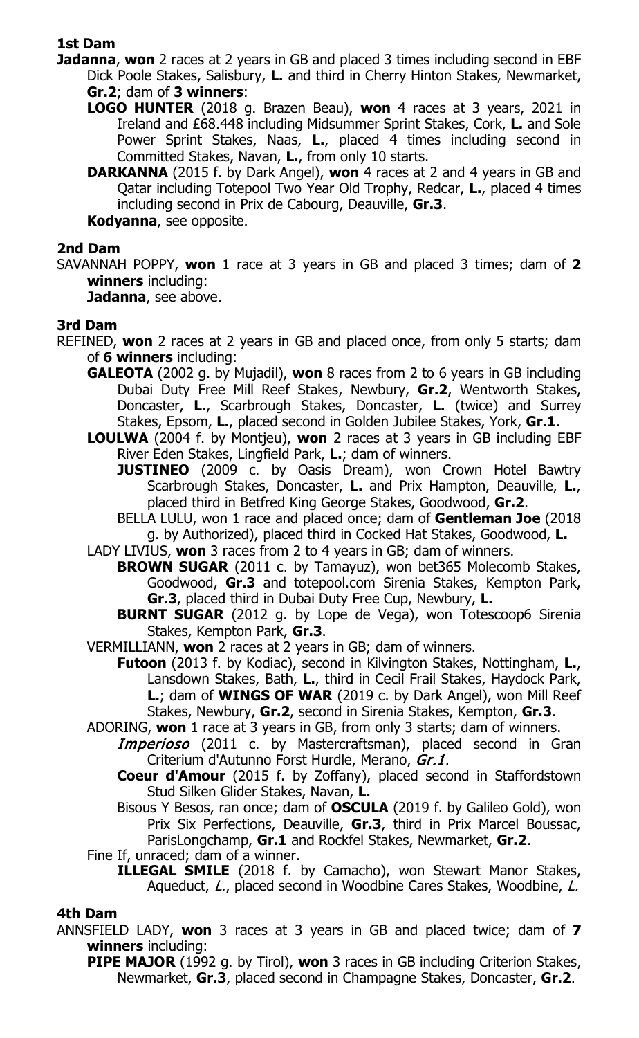### 1st Dam

**Jadanna**, **won** 2 races at 2 years in GB and placed 3 times including second in EBF Dick Poole Stakes, Salisbury, **L.** and third in Cherry Hinton Stakes, Newmarket, **Gr.2**; dam of **3 winners**:

- **LOGO HUNTER** (2018 g. Brazen Beau), **won** 4 races at 3 years, 2021 in Ireland and £68.448 including Midsummer Sprint Stakes, Cork, **L.** and Sole Power Sprint Stakes, Naas, **L.**, placed 4 times including second in Committed Stakes, Navan, **L.**, from only 10 starts.
- **DARKANNA** (2015 f. by Dark Angel), **won** 4 races at 2 and 4 years in GB and Qatar including Totepool Two Year Old Trophy, Redcar, **L.**, placed 4 times including second in Prix de Cabourg, Deauville, **Gr.3**.
- **Kodyanna**, see opposite.

### 2nd Dam

SAVANNAH POPPY, **won** 1 race at 3 years in GB and placed 3 times; dam of **2 winners** including:

- **Jadanna**, see above.

### 3rd Dam

REFINED, **won** 2 races at 2 years in GB and placed once, from only 5 starts; dam of **6 winners** including:

- **GALEOTA** (2002 g. by Mujadil), **won** 8 races from 2 to 6 years in GB including Dubai Duty Free Mill Reef Stakes, Newbury, **Gr.2**, Wentworth Stakes, Doncaster, **L.**, Scarbrough Stakes, Doncaster, **L.** (twice) and Surrey Stakes, Epsom, **L.**, placed second in Golden Jubilee Stakes, York, **Gr.1**.
- **LOULWA** (2004 f. by Montjeu), **won** 2 races at 3 years in GB including EBF River Eden Stakes, Lingfield Park, **L.**; dam of winners.
  - **JUSTINEO** (2009 c. by Oasis Dream), won Crown Hotel Bawtry Scarbrough Stakes, Doncaster, **L.** and Prix Hampton, Deauville, **L.**, placed third in Betfred King George Stakes, Goodwood, **Gr.2**.
  - BELLA LULU, won 1 race and placed once; dam of **Gentleman Joe** (2018 g. by Authorized), placed third in Cocked Hat Stakes, Goodwood, **L.**
- LADY LIVIUS, **won** 3 races from 2 to 4 years in GB; dam of winners.
  - **BROWN SUGAR** (2011 c. by Tamayuz), won bet365 Molecomb Stakes, Goodwood, **Gr.3** and totepool.com Sirenia Stakes, Kempton Park, **Gr.3**, placed third in Dubai Duty Free Cup, Newbury, **L.**
  - **BURNT SUGAR** (2012 g. by Lope de Vega), won Totescoop6 Sirenia Stakes, Kempton Park, **Gr.3**.
- VERMILLIANN, **won** 2 races at 2 years in GB; dam of winners.
  - **Futoon** (2013 f. by Kodiac), second in Kilvington Stakes, Nottingham, **L.**, Lansdown Stakes, Bath, **L.**, third in Cecil Frail Stakes, Haydock Park, **L.**; dam of **WINGS OF WAR** (2019 c. by Dark Angel), won Mill Reef Stakes, Newbury, **Gr.2**, second in Sirenia Stakes, Kempton, **Gr.3**.
- ADORING, **won** 1 race at 3 years in GB, from only 3 starts; dam of winners.
  - *Imperioso* (2011 c. by Mastercraftsman), placed second in Gran Criterium d'Autunno Forst Hurdle, Merano, *Gr.1*.
  - **Coeur d'Amour** (2015 f. by Zoffany), placed second in Staffordstown Stud Silken Glider Stakes, Navan, **L.**
  - Bisous Y Besos, ran once; dam of **OSCULA** (2019 f. by Galileo Gold), won Prix Six Perfections, Deauville, **Gr.3**, third in Prix Marcel Boussac, ParisLongchamp, **Gr.1** and Rockfel Stakes, Newmarket, **Gr.2**.
- Fine If, unraced; dam of a winner.
  - **ILLEGAL SMILE** (2018 f. by Camacho), won Stewart Manor Stakes, Aqueduct, *L.*, placed second in Woodbine Cares Stakes, Woodbine, *L.*

### 4th Dam

ANNSFIELD LADY, **won** 3 races at 3 years in GB and placed twice; dam of **7 winners** including:

- **PIPE MAJOR** (1992 g. by Tirol), **won** 3 races in GB including Criterion Stakes, Newmarket, **Gr.3**, placed second in Champagne Stakes, Doncaster, **Gr.2**.